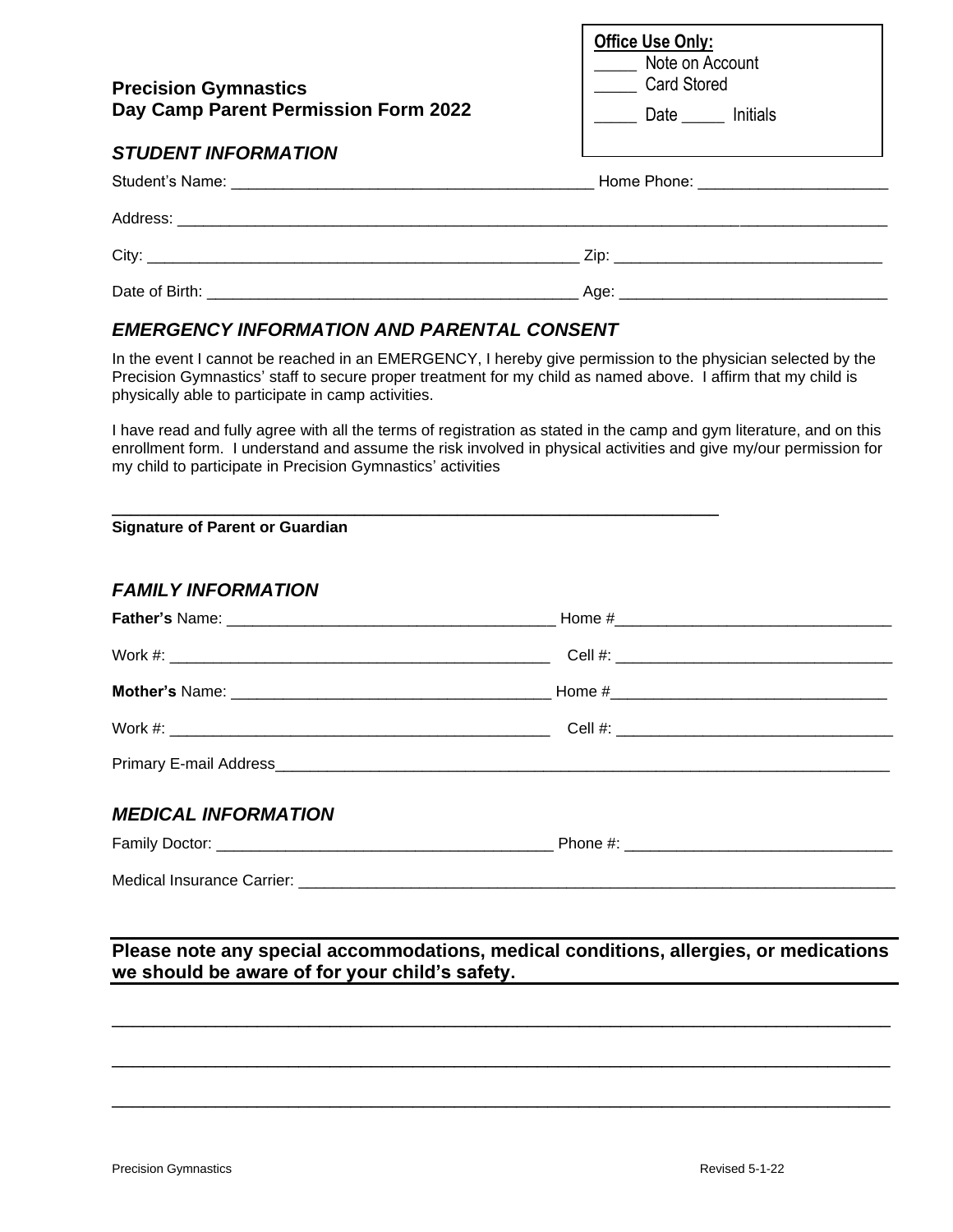**Office Use Only:**
_____ Note on Account
_____ Card Stored
_____ Date _____ Initials

# Precision Gymnastics
# Day Camp Parent Permission Form 2022

## *STUDENT INFORMATION*

Student's Name: ________________________________________ Home Phone: ____________________

Address: ________________________________________________________________________________

City: ______________________________________________ Zip: ____________________________

Date of Birth: ________________________________________ Age: ____________________________

## *EMERGENCY INFORMATION AND PARENTAL CONSENT*

In the event I cannot be reached in an EMERGENCY, I hereby give permission to the physician selected by the Precision Gymnastics' staff to secure proper treatment for my child as named above. I affirm that my child is physically able to participate in camp activities.

I have read and fully agree with all the terms of registration as stated in the camp and gym literature, and on this enrollment form. I understand and assume the risk involved in physical activities and give my/our permission for my child to participate in Precision Gymnastics' activities

_________________________________________________________________
**Signature of Parent or Guardian**

## *FAMILY INFORMATION*

**Father's** Name: ____________________________________ Home #______________________________

Work #: __________________________________________ Cell #: ______________________________

**Mother's** Name: ____________________________________ Home #______________________________

Work #: __________________________________________ Cell #: ______________________________

Primary E-mail Address______________________________________________________________________

## *MEDICAL INFORMATION*

Family Doctor: _____________________________________ Phone #: _____________________________

Medical Insurance Carrier: ___________________________________________________________________

**Please note any special accommodations, medical conditions, allergies, or medications we should be aware of for your child's safety.**

______________________________________________________________________________________

______________________________________________________________________________________

______________________________________________________________________________________

Precision Gymnastics Revised 5-1-22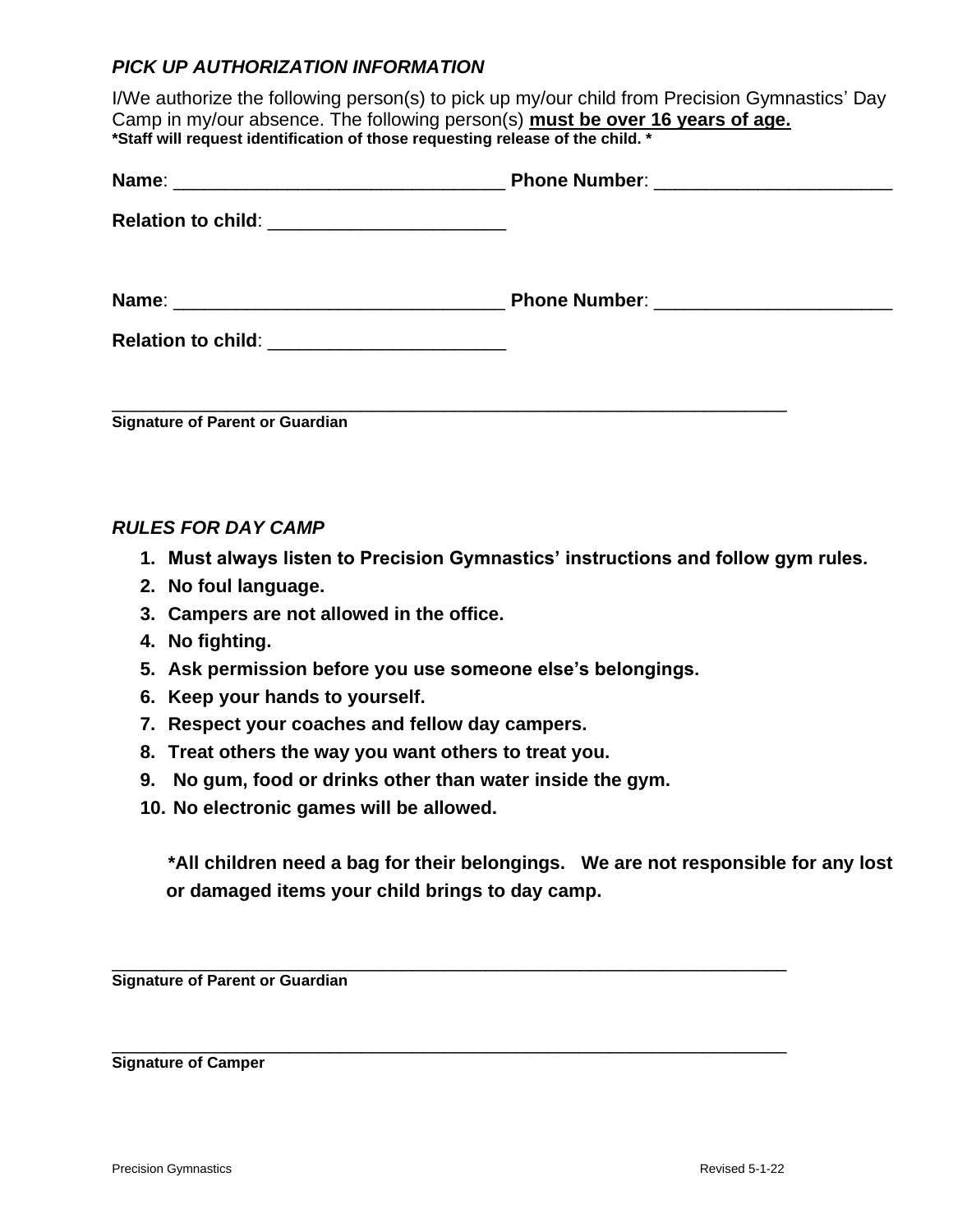### *PICK UP AUTHORIZATION INFORMATION*

I/We authorize the following person(s) to pick up my/our child from Precision Gymnastics' Day Camp in my/our absence. The following person(s) **<u>must be over 16 years of age.</u>**
**\*Staff will request identification of those requesting release of the child. \***

**Name**: ________________________________ **Phone Number**: _______________________

**Relation to child**: _______________________

**Name**: ________________________________ **Phone Number**: _______________________

**Relation to child**: _______________________

___________________________________________________________________
**Signature of Parent or Guardian**

### *RULES FOR DAY CAMP*

1. **Must always listen to Precision Gymnastics' instructions and follow gym rules.**
2. **No foul language.**
3. **Campers are not allowed in the office.**
4. **No fighting.**
5. **Ask permission before you use someone else's belongings.**
6. **Keep your hands to yourself.**
7. **Respect your coaches and fellow day campers.**
8. **Treat others the way you want others to treat you.**
9. **No gum, food or drinks other than water inside the gym.**
10. **No electronic games will be allowed.**

**\*All children need a bag for their belongings. We are not responsible for any lost or damaged items your child brings to day camp.**

___________________________________________________________________
**Signature of Parent or Guardian**

___________________________________________________________________
**Signature of Camper**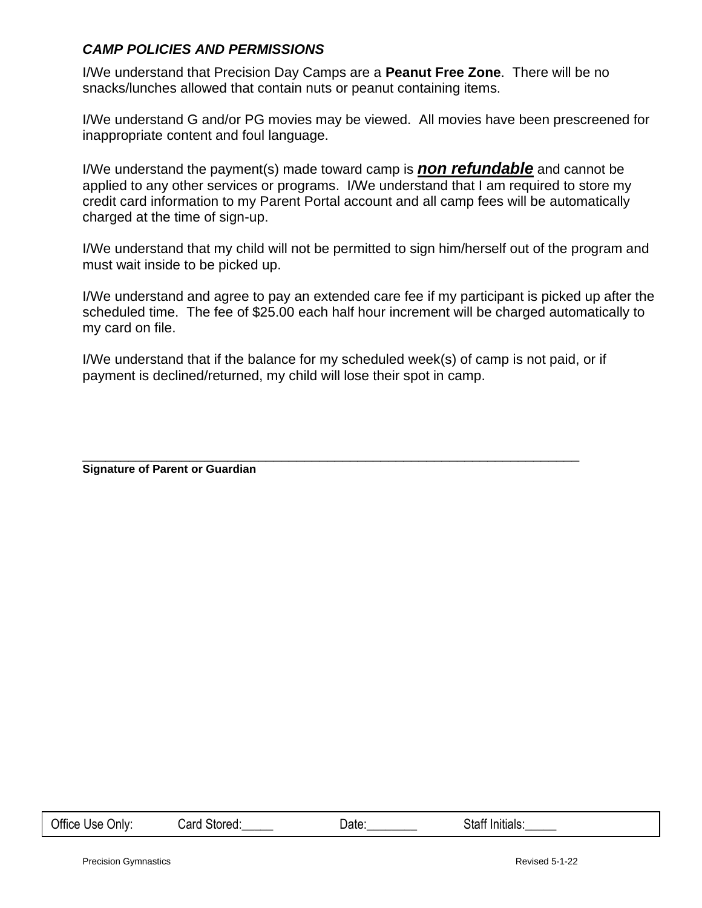### ***CAMP POLICIES AND PERMISSIONS***

I/We understand that Precision Day Camps are a **Peanut Free Zone**. There will be no snacks/lunches allowed that contain nuts or peanut containing items.

I/We understand G and/or PG movies may be viewed. All movies have been prescreened for inappropriate content and foul language.

I/We understand the payment(s) made toward camp is ***non refundable*** and cannot be applied to any other services or programs. I/We understand that I am required to store my credit card information to my Parent Portal account and all camp fees will be automatically charged at the time of sign-up.

I/We understand that my child will not be permitted to sign him/herself out of the program and must wait inside to be picked up.

I/We understand and agree to pay an extended care fee if my participant is picked up after the scheduled time. The fee of $25.00 each half hour increment will be charged automatically to my card on file.

I/We understand that if the balance for my scheduled week(s) of camp is not paid, or if payment is declined/returned, my child will lose their spot in camp.

\_\_\_\_\_\_\_\_\_\_\_\_\_\_\_\_\_\_\_\_\_\_\_\_\_\_\_\_\_\_\_\_\_\_\_\_\_\_\_\_\_\_\_\_\_\_\_\_\_\_\_\_\_\_\_\_\_\_\_\_\_\_\_\_\_\_\_\_\_\_\_\_
**Signature of Parent or Guardian**

| | | | |
|---|---|---|---|
| Office Use Only: | Card Stored:\_\_\_\_\_ | Date:\_\_\_\_\_\_\_\_ | Staff Initials:\_\_\_\_\_ |

Precision Gymnastics Revised 5-1-22